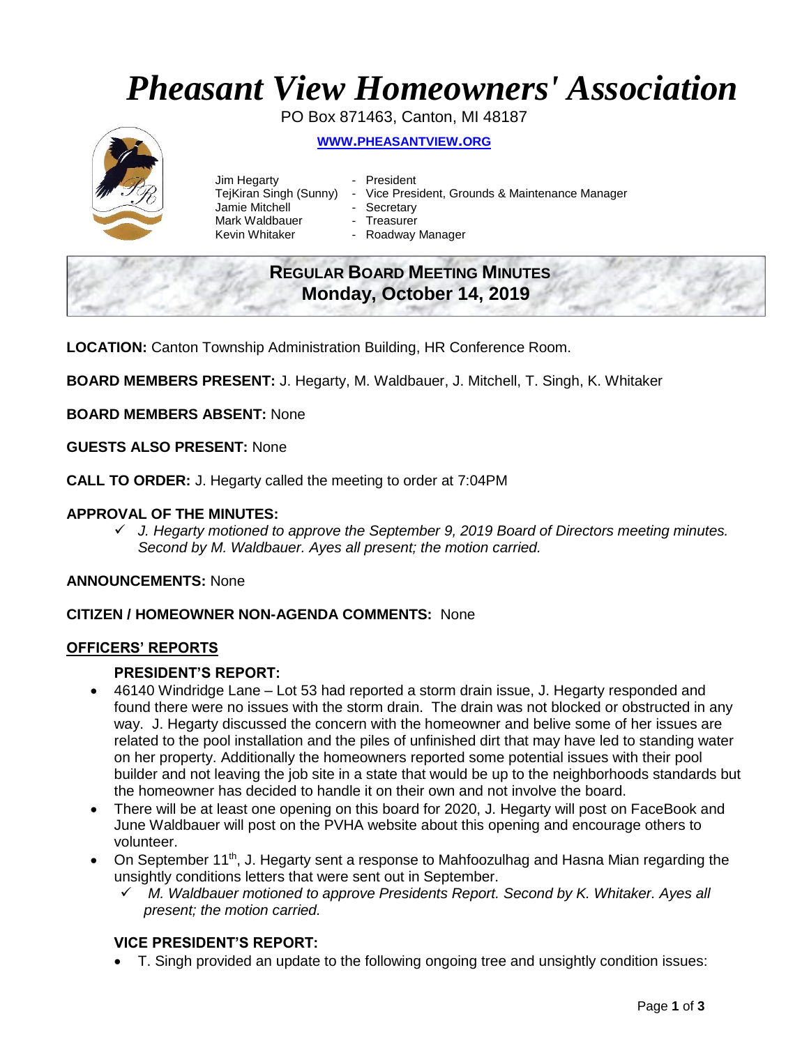# *Pheasant View Homeowners' Association*

PO Box 871463, Canton, MI 48187

**WWW.PHEASANTVIEW.ORG**

Jim Hegarty - President
TejKiran Singh (Sunny) - Vice President, Grounds & Maintenance Manager
Jamie Mitchell - Secretary
Mark Waldbauer - Treasurer
Kevin Whitaker - Roadway Manager

## REGULAR BOARD MEETING MINUTES
## Monday, October 14, 2019

**LOCATION:** Canton Township Administration Building, HR Conference Room.

**BOARD MEMBERS PRESENT:** J. Hegarty, M. Waldbauer, J. Mitchell, T. Singh, K. Whitaker

**BOARD MEMBERS ABSENT:** None

**GUESTS ALSO PRESENT:** None

**CALL TO ORDER:** J. Hegarty called the meeting to order at 7:04PM

**APPROVAL OF THE MINUTES:**

- ✓ *J. Hegarty motioned to approve the September 9, 2019 Board of Directors meeting minutes. Second by M. Waldbauer. Ayes all present; the motion carried.*

**ANNOUNCEMENTS:** None

**CITIZEN / HOMEOWNER NON-AGENDA COMMENTS:** None

**OFFICERS' REPORTS**

### PRESIDENT'S REPORT:

- 46140 Windridge Lane – Lot 53 had reported a storm drain issue, J. Hegarty responded and found there were no issues with the storm drain. The drain was not blocked or obstructed in any way. J. Hegarty discussed the concern with the homeowner and belive some of her issues are related to the pool installation and the piles of unfinished dirt that may have led to standing water on her property. Additionally the homeowners reported some potential issues with their pool builder and not leaving the job site in a state that would be up to the neighborhoods standards but the homeowner has decided to handle it on their own and not involve the board.
- There will be at least one opening on this board for 2020, J. Hegarty will post on FaceBook and June Waldbauer will post on the PVHA website about this opening and encourage others to volunteer.
- On September 11th, J. Hegarty sent a response to Mahfoozulhag and Hasna Mian regarding the unsightly conditions letters that were sent out in September.
  - ✓ *M. Waldbauer motioned to approve Presidents Report. Second by K. Whitaker. Ayes all present; the motion carried.*

### VICE PRESIDENT'S REPORT:

- T. Singh provided an update to the following ongoing tree and unsightly condition issues: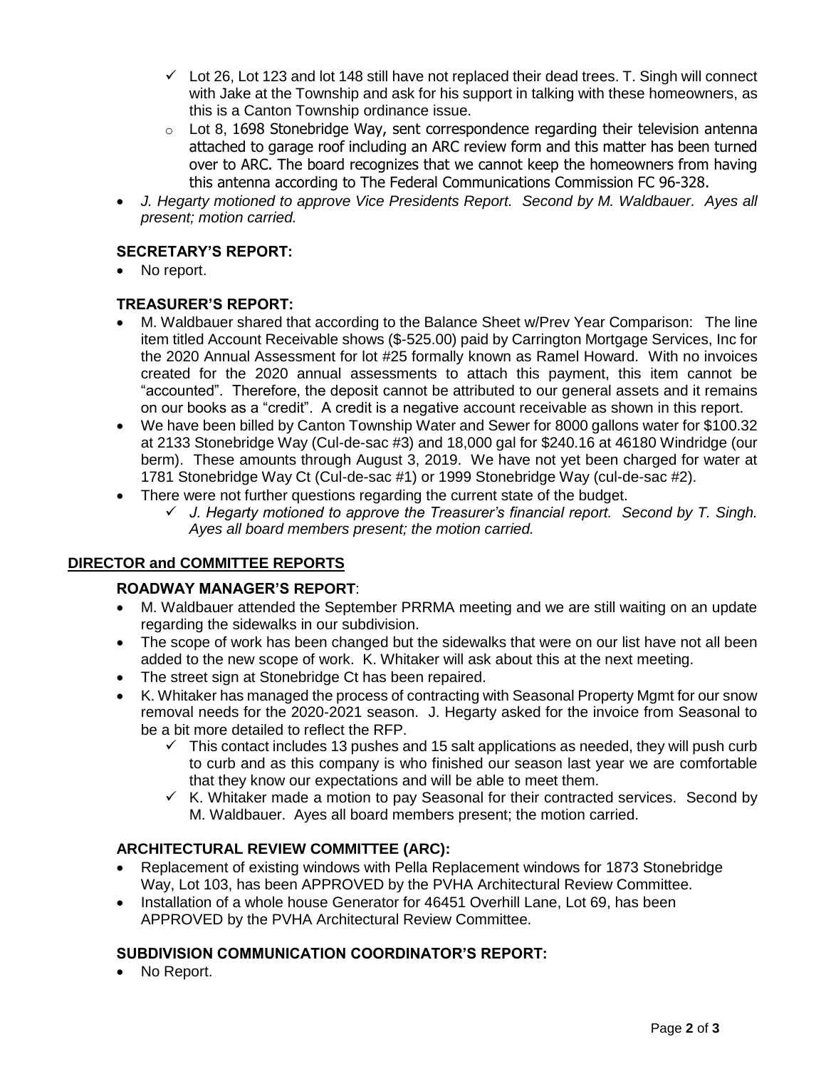- ✓ Lot 26, Lot 123 and lot 148 still have not replaced their dead trees. T. Singh will connect with Jake at the Township and ask for his support in talking with these homeowners, as this is a Canton Township ordinance issue.
  - Lot 8, 1698 Stonebridge Way, sent correspondence regarding their television antenna attached to garage roof including an ARC review form and this matter has been turned over to ARC. The board recognizes that we cannot keep the homeowners from having this antenna according to The Federal Communications Commission FC 96-328.
- *J. Hegarty motioned to approve Vice Presidents Report. Second by M. Waldbauer. Ayes all present; motion carried.*

### SECRETARY'S REPORT:

- No report.

### TREASURER'S REPORT:

- M. Waldbauer shared that according to the Balance Sheet w/Prev Year Comparison: The line item titled Account Receivable shows ($-525.00) paid by Carrington Mortgage Services, Inc for the 2020 Annual Assessment for lot #25 formally known as Ramel Howard. With no invoices created for the 2020 annual assessments to attach this payment, this item cannot be "accounted". Therefore, the deposit cannot be attributed to our general assets and it remains on our books as a "credit". A credit is a negative account receivable as shown in this report.
- We have been billed by Canton Township Water and Sewer for 8000 gallons water for $100.32 at 2133 Stonebridge Way (Cul-de-sac #3) and 18,000 gal for $240.16 at 46180 Windridge (our berm). These amounts through August 3, 2019. We have not yet been charged for water at 1781 Stonebridge Way Ct (Cul-de-sac #1) or 1999 Stonebridge Way (cul-de-sac #2).
- There were not further questions regarding the current state of the budget.
  - ✓ *J. Hegarty motioned to approve the Treasurer's financial report. Second by T. Singh. Ayes all board members present; the motion carried.*

## DIRECTOR and COMMITTEE REPORTS

### ROADWAY MANAGER'S REPORT:

- M. Waldbauer attended the September PRRMA meeting and we are still waiting on an update regarding the sidewalks in our subdivision.
- The scope of work has been changed but the sidewalks that were on our list have not all been added to the new scope of work. K. Whitaker will ask about this at the next meeting.
- The street sign at Stonebridge Ct has been repaired.
- K. Whitaker has managed the process of contracting with Seasonal Property Mgmt for our snow removal needs for the 2020-2021 season. J. Hegarty asked for the invoice from Seasonal to be a bit more detailed to reflect the RFP.
  - ✓ This contact includes 13 pushes and 15 salt applications as needed, they will push curb to curb and as this company is who finished our season last year we are comfortable that they know our expectations and will be able to meet them.
  - ✓ K. Whitaker made a motion to pay Seasonal for their contracted services. Second by M. Waldbauer. Ayes all board members present; the motion carried.

### ARCHITECTURAL REVIEW COMMITTEE (ARC):

- Replacement of existing windows with Pella Replacement windows for 1873 Stonebridge Way, Lot 103, has been APPROVED by the PVHA Architectural Review Committee.
- Installation of a whole house Generator for 46451 Overhill Lane, Lot 69, has been APPROVED by the PVHA Architectural Review Committee.

### SUBDIVISION COMMUNICATION COORDINATOR'S REPORT:

- No Report.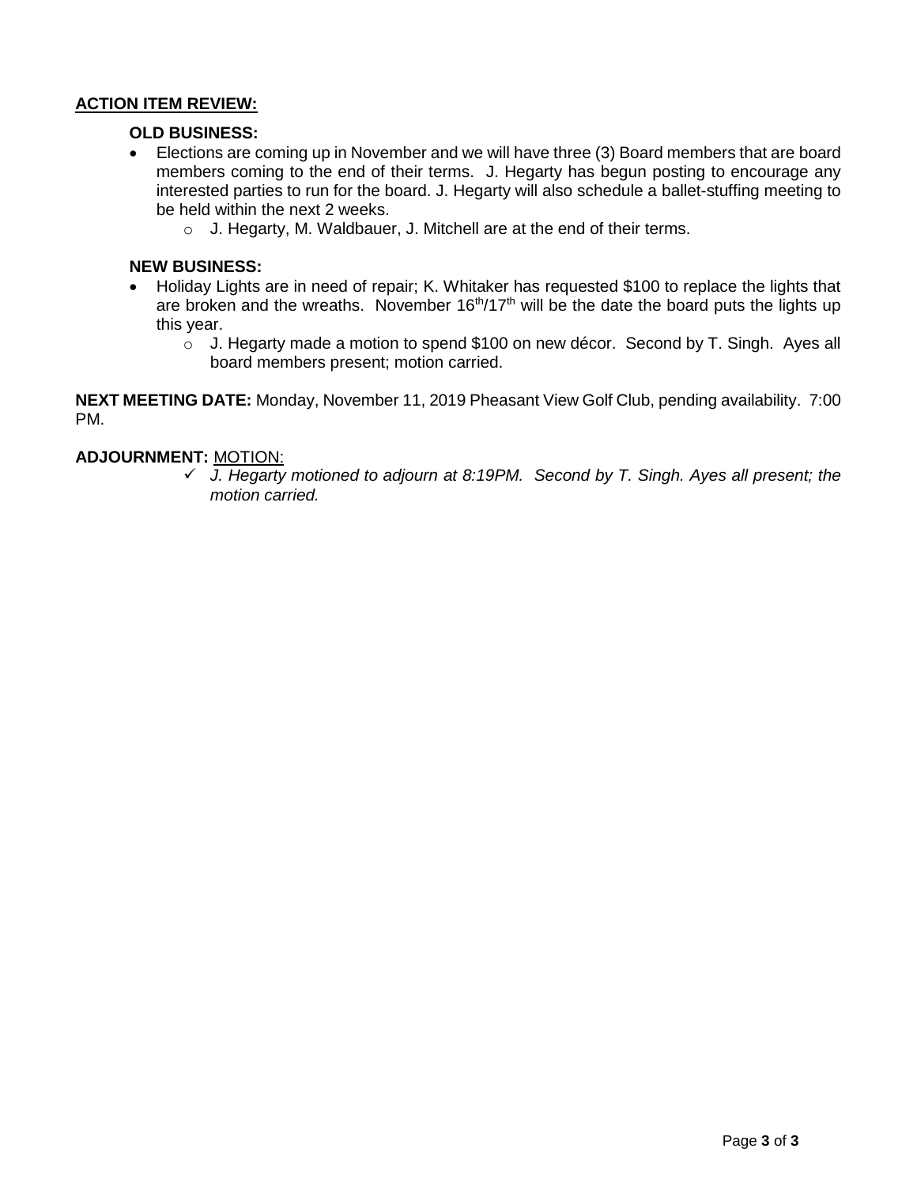## ACTION ITEM REVIEW:

### OLD BUSINESS:

- Elections are coming up in November and we will have three (3) Board members that are board members coming to the end of their terms. J. Hegarty has begun posting to encourage any interested parties to run for the board. J. Hegarty will also schedule a ballet-stuffing meeting to be held within the next 2 weeks.
  - J. Hegarty, M. Waldbauer, J. Mitchell are at the end of their terms.

### NEW BUSINESS:

- Holiday Lights are in need of repair; K. Whitaker has requested $100 to replace the lights that are broken and the wreaths. November 16th/17th will be the date the board puts the lights up this year.
  - J. Hegarty made a motion to spend $100 on new décor. Second by T. Singh. Ayes all board members present; motion carried.

**NEXT MEETING DATE:** Monday, November 11, 2019 Pheasant View Golf Club, pending availability. 7:00 PM.

**ADJOURNMENT:** MOTION:

- ✓ *J. Hegarty motioned to adjourn at 8:19PM. Second by T. Singh. Ayes all present; the motion carried.*